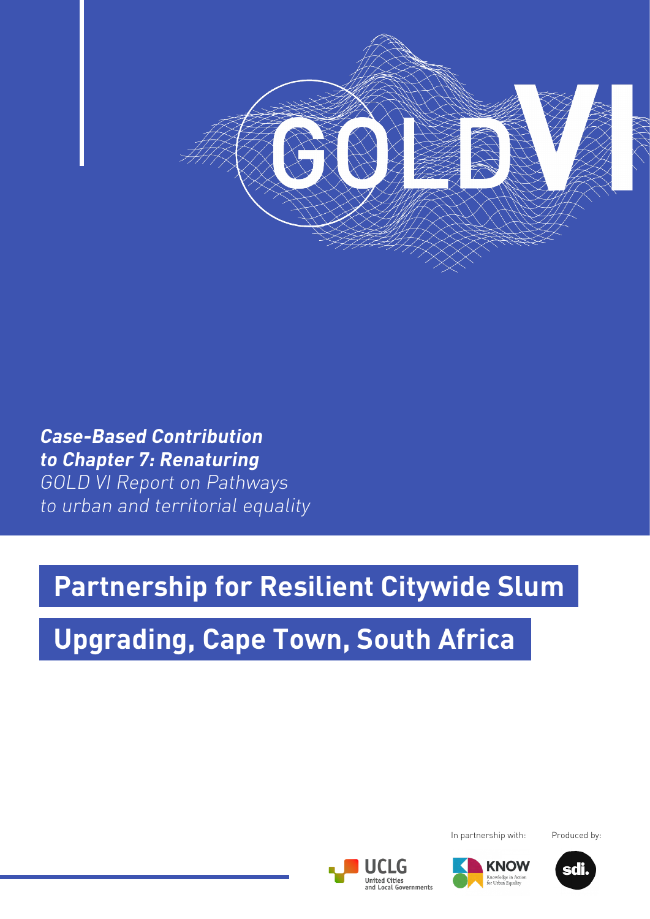GOLD VI

***Case-Based Contribution to Chapter 7: Renaturing***
*GOLD VI Report on Pathways to urban and territorial equality*

# Partnership for Resilient Citywide Slum Upgrading, Cape Town, South Africa

In partnership with:

UCLG United Cities and Local Governments

KNOW Knowledge in Action for Urban Equality

Produced by:

sdi.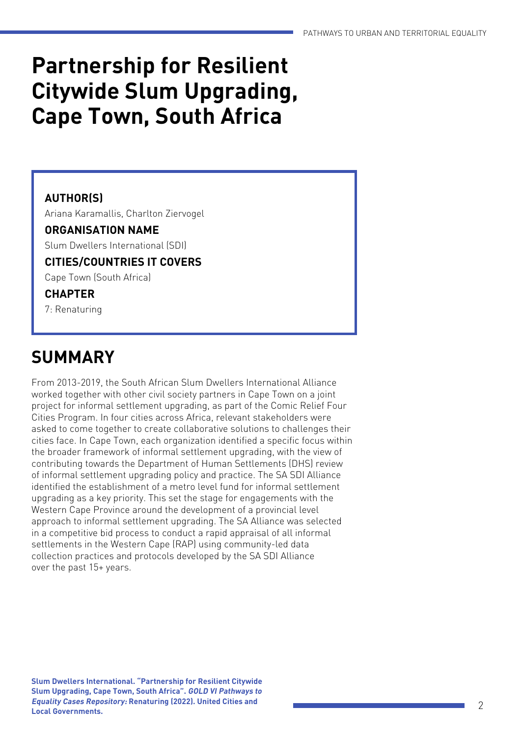# Partnership for Resilient Citywide Slum Upgrading, Cape Town, South Africa

**AUTHOR(S)**

Ariana Karamallis, Charlton Ziervogel

**ORGANISATION NAME**

Slum Dwellers International (SDI)

**CITIES/COUNTRIES IT COVERS**

Cape Town (South Africa)

**CHAPTER**

7: Renaturing

## SUMMARY

From 2013-2019, the South African Slum Dwellers International Alliance worked together with other civil society partners in Cape Town on a joint project for informal settlement upgrading, as part of the Comic Relief Four Cities Program. In four cities across Africa, relevant stakeholders were asked to come together to create collaborative solutions to challenges their cities face. In Cape Town, each organization identified a specific focus within the broader framework of informal settlement upgrading, with the view of contributing towards the Department of Human Settlements (DHS) review of informal settlement upgrading policy and practice. The SA SDI Alliance identified the establishment of a metro level fund for informal settlement upgrading as a key priority. This set the stage for engagements with the Western Cape Province around the development of a provincial level approach to informal settlement upgrading. The SA Alliance was selected in a competitive bid process to conduct a rapid appraisal of all informal settlements in the Western Cape (RAP) using community-led data collection practices and protocols developed by the SA SDI Alliance over the past 15+ years.

**Slum Dwellers International. "Partnership for Resilient Citywide Slum Upgrading, Cape Town, South Africa".** ***GOLD VI Pathways to Equality Cases Repository:*** **Renaturing (2022). United Cities and Local Governments.**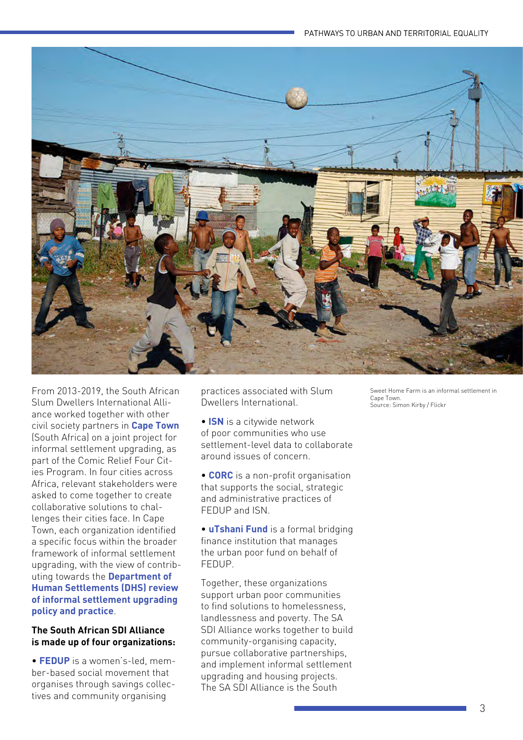From 2013-2019, the South African Slum Dwellers International Alliance worked together with other civil society partners in **Cape Town** (South Africa) on a joint project for informal settlement upgrading, as part of the Comic Relief Four Cities Program. In four cities across Africa, relevant stakeholders were asked to come together to create collaborative solutions to challenges their cities face. In Cape Town, each organization identified a specific focus within the broader framework of informal settlement upgrading, with the view of contributing towards the **Department of Human Settlements (DHS) review of informal settlement upgrading policy and practice**.

**The South African SDI Alliance is made up of four organizations:**

- **FEDUP** is a women's-led, member-based social movement that organises through savings collectives and community organising practices associated with Slum Dwellers International.

- **ISN** is a citywide network of poor communities who use settlement-level data to collaborate around issues of concern.

- **CORC** is a non-profit organisation that supports the social, strategic and administrative practices of FEDUP and ISN.

- **uTshani Fund** is a formal bridging finance institution that manages the urban poor fund on behalf of FEDUP.

Together, these organizations support urban poor communities to find solutions to homelessness, landlessness and poverty. The SA SDI Alliance works together to build community-organising capacity, pursue collaborative partnerships, and implement informal settlement upgrading and housing projects. The SA SDI Alliance is the South

Sweet Home Farm is an informal settlement in Cape Town.
Source: Simon Kirby / Flickr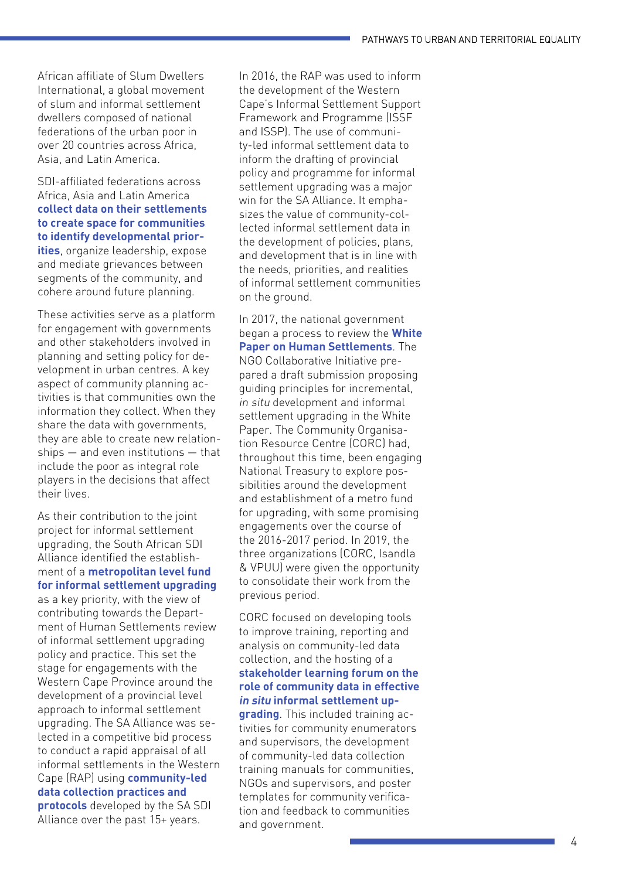African affiliate of Slum Dwellers International, a global movement of slum and informal settlement dwellers composed of national federations of the urban poor in over 20 countries across Africa, Asia, and Latin America.

SDI-affiliated federations across Africa, Asia and Latin America **collect data on their settlements to create space for communities to identify developmental priorities**, organize leadership, expose and mediate grievances between segments of the community, and cohere around future planning.

These activities serve as a platform for engagement with governments and other stakeholders involved in planning and setting policy for development in urban centres. A key aspect of community planning activities is that communities own the information they collect. When they share the data with governments, they are able to create new relationships — and even institutions — that include the poor as integral role players in the decisions that affect their lives.

As their contribution to the joint project for informal settlement upgrading, the South African SDI Alliance identified the establishment of a **metropolitan level fund for informal settlement upgrading** as a key priority, with the view of contributing towards the Department of Human Settlements review of informal settlement upgrading policy and practice. This set the stage for engagements with the Western Cape Province around the development of a provincial level approach to informal settlement upgrading. The SA Alliance was selected in a competitive bid process to conduct a rapid appraisal of all informal settlements in the Western Cape (RAP) using **community-led data collection practices and protocols** developed by the SA SDI Alliance over the past 15+ years.

In 2016, the RAP was used to inform the development of the Western Cape's Informal Settlement Support Framework and Programme (ISSF and ISSP). The use of community-led informal settlement data to inform the drafting of provincial policy and programme for informal settlement upgrading was a major win for the SA Alliance. It emphasizes the value of community-collected informal settlement data in the development of policies, plans, and development that is in line with the needs, priorities, and realities of informal settlement communities on the ground.

In 2017, the national government began a process to review the **White Paper on Human Settlements**. The NGO Collaborative Initiative prepared a draft submission proposing guiding principles for incremental, *in situ* development and informal settlement upgrading in the White Paper. The Community Organisation Resource Centre (CORC) had, throughout this time, been engaging National Treasury to explore possibilities around the development and establishment of a metro fund for upgrading, with some promising engagements over the course of the 2016-2017 period. In 2019, the three organizations (CORC, Isandla & VPUU) were given the opportunity to consolidate their work from the previous period.

CORC focused on developing tools to improve training, reporting and analysis on community-led data collection, and the hosting of a **stakeholder learning forum on the role of community data in effective *in situ* informal settlement upgrading**. This included training activities for community enumerators and supervisors, the development of community-led data collection training manuals for communities, NGOs and supervisors, and poster templates for community verification and feedback to communities and government.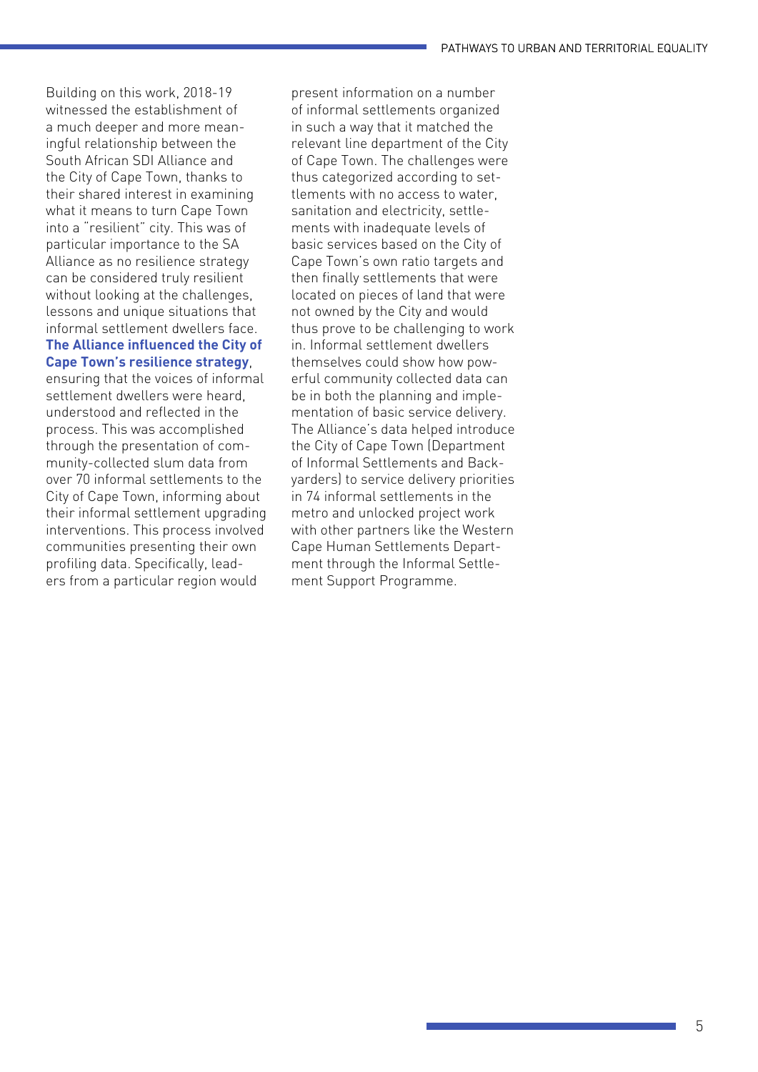Building on this work, 2018-19 witnessed the establishment of a much deeper and more meaningful relationship between the South African SDI Alliance and the City of Cape Town, thanks to their shared interest in examining what it means to turn Cape Town into a "resilient" city. This was of particular importance to the SA Alliance as no resilience strategy can be considered truly resilient without looking at the challenges, lessons and unique situations that informal settlement dwellers face. **The Alliance influenced the City of Cape Town's resilience strategy**, ensuring that the voices of informal settlement dwellers were heard, understood and reflected in the process. This was accomplished through the presentation of community-collected slum data from over 70 informal settlements to the City of Cape Town, informing about their informal settlement upgrading interventions. This process involved communities presenting their own profiling data. Specifically, leaders from a particular region would present information on a number of informal settlements organized in such a way that it matched the relevant line department of the City of Cape Town. The challenges were thus categorized according to settlements with no access to water, sanitation and electricity, settlements with inadequate levels of basic services based on the City of Cape Town's own ratio targets and then finally settlements that were located on pieces of land that were not owned by the City and would thus prove to be challenging to work in. Informal settlement dwellers themselves could show how powerful community collected data can be in both the planning and implementation of basic service delivery. The Alliance's data helped introduce the City of Cape Town (Department of Informal Settlements and Backyarders) to service delivery priorities in 74 informal settlements in the metro and unlocked project work with other partners like the Western Cape Human Settlements Department through the Informal Settlement Support Programme.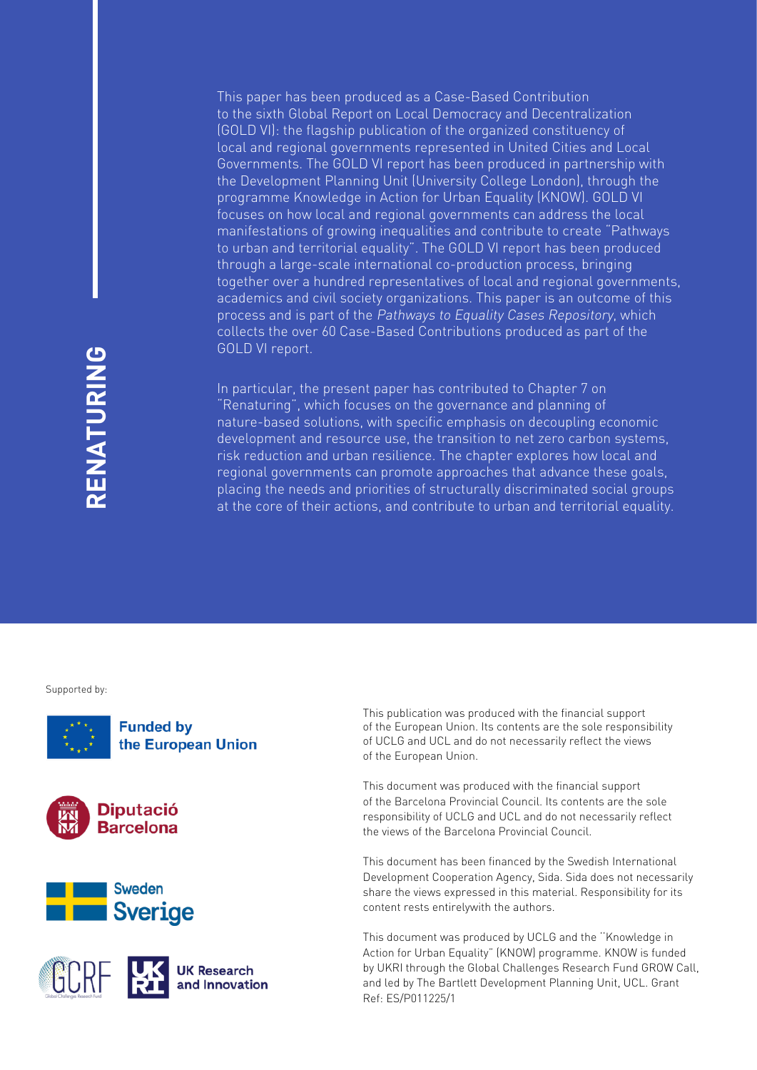RENATURING

This paper has been produced as a Case-Based Contribution to the sixth Global Report on Local Democracy and Decentralization (GOLD VI): the flagship publication of the organized constituency of local and regional governments represented in United Cities and Local Governments. The GOLD VI report has been produced in partnership with the Development Planning Unit (University College London), through the programme Knowledge in Action for Urban Equality (KNOW). GOLD VI focuses on how local and regional governments can address the local manifestations of growing inequalities and contribute to create "Pathways to urban and territorial equality". The GOLD VI report has been produced through a large-scale international co-production process, bringing together over a hundred representatives of local and regional governments, academics and civil society organizations. This paper is an outcome of this process and is part of the *Pathways to Equality Cases Repository*, which collects the over 60 Case-Based Contributions produced as part of the GOLD VI report.

In particular, the present paper has contributed to Chapter 7 on "Renaturing", which focuses on the governance and planning of nature-based solutions, with specific emphasis on decoupling economic development and resource use, the transition to net zero carbon systems, risk reduction and urban resilience. The chapter explores how local and regional governments can promote approaches that advance these goals, placing the needs and priorities of structurally discriminated social groups at the core of their actions, and contribute to urban and territorial equality.

Supported by:

Funded by the European Union

Diputació Barcelona

Sweden Sverige

GCRF

UK Research and Innovation

This publication was produced with the financial support of the European Union. Its contents are the sole responsibility of UCLG and UCL and do not necessarily reflect the views of the European Union.

This document was produced with the financial support of the Barcelona Provincial Council. Its contents are the sole responsibility of UCLG and UCL and do not necessarily reflect the views of the Barcelona Provincial Council.

This document has been financed by the Swedish International Development Cooperation Agency, Sida. Sida does not necessarily share the views expressed in this material. Responsibility for its content rests entirelywith the authors.

This document was produced by UCLG and the "Knowledge in Action for Urban Equality" (KNOW) programme. KNOW is funded by UKRI through the Global Challenges Research Fund GROW Call, and led by The Bartlett Development Planning Unit, UCL. Grant Ref: ES/P011225/1